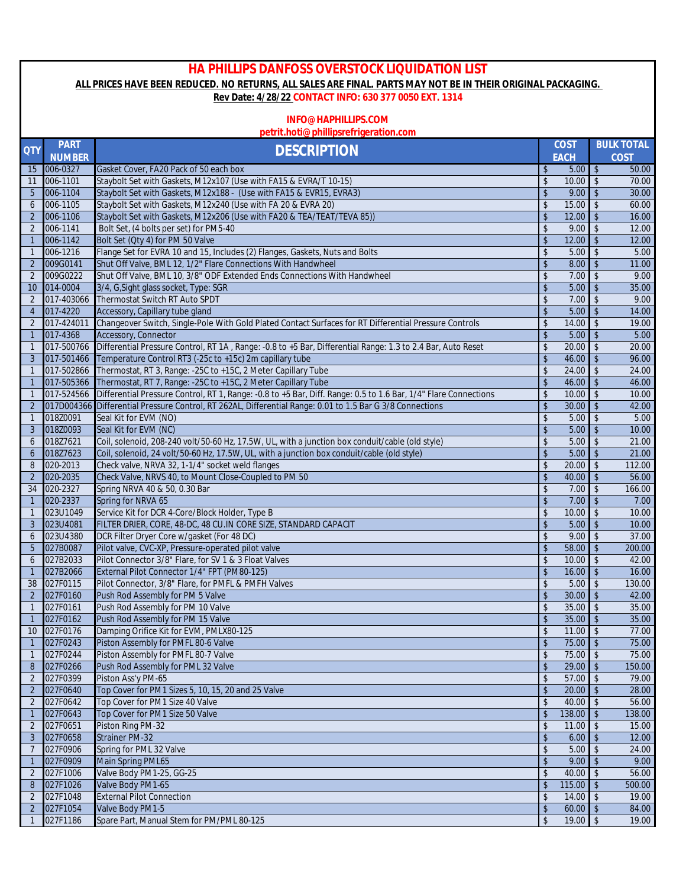# HA PHILLIPS DANFOSS OVERSTOCK LIQUIDATION LIST

**ALL PRICES HAVE BEEN REDUCED. NO RETURNS, ALL SALES ARE FINAL. PARTS MAY NOT BE IN THEIR ORIGINAL PACKAGING.**

**Rev Date: 4/28/22** **CONTACT INFO: 630 377 0050 EXT. 1314**

**INFO@HAPHILLIPS.COM**

**petrit.hoti@phillipsrefrigeration.com**

| QTY | PART NUMBER | DESCRIPTION | COST EACH | BULK TOTAL COST |
|---|---|---|---|---|
| 15 | 006-0327 | Gasket Cover, FA20 Pack of 50 each box | $ 5.00 | $ 50.00 |
| 11 | 006-1101 | Staybolt Set with Gaskets, M12x107 (Use with FA15 & EVRA/T 10-15) | $ 10.00 | $ 70.00 |
| 5 | 006-1104 | Staybolt Set with Gaskets, M12x188 - (Use with FA15 & EVR15, EVRA3) | $ 9.00 | $ 30.00 |
| 6 | 006-1105 | Staybolt Set with Gaskets, M12x240 (Use with FA 20 & EVRA 20) | $ 15.00 | $ 60.00 |
| 2 | 006-1106 | Staybolt Set with Gaskets, M12x206 (Use with FA20 & TEA/TEAT/TEVA 85)) | $ 12.00 | $ 16.00 |
| 2 | 006-1141 | Bolt Set, (4 bolts per set) for PM5-40 | $ 9.00 | $ 12.00 |
| 1 | 006-1142 | Bolt Set (Qty 4) for PM 50 Valve | $ 12.00 | $ 12.00 |
| 1 | 006-1216 | Flange Set for EVRA 10 and 15, Includes (2) Flanges, Gaskets, Nuts and Bolts | $ 5.00 | $ 5.00 |
| 2 | 009G0141 | Shut Off Valve, BML 12, 1/2" Flare Connections With Handwheel | $ 8.00 | $ 11.00 |
| 2 | 009G0222 | Shut Off Valve, BML 10, 3/8" ODF Extended Ends Connections With Handwheel | $ 7.00 | $ 9.00 |
| 10 | 014-0004 | 3/4, G,Sight glass socket, Type: SGR | $ 5.00 | $ 35.00 |
| 2 | 017-403066 | Thermostat Switch RT Auto SPDT | $ 7.00 | $ 9.00 |
| 4 | 017-4220 | Accessory, Capillary tube gland | $ 5.00 | $ 14.00 |
| 2 | 017-424011 | Changeover Switch, Single-Pole With Gold Plated Contact Surfaces for RT Differential Pressure Controls | $ 14.00 | $ 19.00 |
| 1 | 017-4368 | Accessory, Connector | $ 5.00 | $ 5.00 |
| 1 | 017-500766 | Differential Pressure Control, RT 1A , Range: -0.8 to +5 Bar, Differential Range: 1.3 to 2.4 Bar, Auto Reset | $ 20.00 | $ 20.00 |
| 3 | 017-501466 | Temperature Control RT3 (-25c to +15c) 2m capillary tube | $ 46.00 | $ 96.00 |
| 1 | 017-502866 | Thermostat, RT 3, Range: -25C to +15C, 2 Meter Capillary Tube | $ 24.00 | $ 24.00 |
| 1 | 017-505366 | Thermostat, RT 7, Range: -25C to +15C, 2 Meter Capillary Tube | $ 46.00 | $ 46.00 |
| 1 | 017-524566 | Differential Pressure Control, RT 1, Range: -0.8 to +5 Bar, Diff. Range: 0.5 to 1.6 Bar, 1/4" Flare Connections | $ 10.00 | $ 10.00 |
| 2 | 017D004366 | Differential Pressure Control, RT 262AL, Differential Range: 0.01 to 1.5 Bar G 3/8 Connections | $ 30.00 | $ 42.00 |
| 1 | 018Z0091 | Seal Kit for EVM (NO) | $ 5.00 | $ 5.00 |
| 3 | 018Z0093 | Seal Kit for EVM (NC) | $ 5.00 | $ 10.00 |
| 6 | 018Z7621 | Coil, solenoid, 208-240 volt/50-60 Hz, 17.5W, UL, with a junction box conduit/cable (old style) | $ 5.00 | $ 21.00 |
| 6 | 018Z7623 | Coil, solenoid, 24 volt/50-60 Hz, 17.5W, UL, with a junction box conduit/cable (old style) | $ 5.00 | $ 21.00 |
| 8 | 020-2013 | Check valve, NRVA 32, 1-1/4" socket weld flanges | $ 20.00 | $ 112.00 |
| 2 | 020-2035 | Check Valve, NRVS 40, to Mount Close-Coupled to PM 50 | $ 40.00 | $ 56.00 |
| 34 | 020-2327 | Spring NRVA 40 & 50, 0.30 Bar | $ 7.00 | $ 166.00 |
| 1 | 020-2337 | Spring for NRVA 65 | $ 7.00 | $ 7.00 |
| 1 | 023U1049 | Service Kit for DCR 4-Core/Block Holder, Type B | $ 10.00 | $ 10.00 |
| 3 | 023U4081 | FILTER DRIER, CORE, 48-DC, 48 CU.IN CORE SIZE, STANDARD CAPACIT | $ 5.00 | $ 10.00 |
| 6 | 023U4380 | DCR Filter Dryer Core w/gasket (For 48 DC) | $ 9.00 | $ 37.00 |
| 5 | 027B0087 | Pilot valve, CVC-XP, Pressure-operated pilot valve | $ 58.00 | $ 200.00 |
| 6 | 027B2033 | Pilot Connector 3/8" Flare, for SV 1 & 3 Float Valves | $ 10.00 | $ 42.00 |
| 1 | 027B2066 | External Pilot Connector 1/4" FPT (PM80-125) | $ 16.00 | $ 16.00 |
| 38 | 027F0115 | Pilot Connector, 3/8" Flare, for PMFL & PMFH Valves | $ 5.00 | $ 130.00 |
| 2 | 027F0160 | Push Rod Assembly for PM 5 Valve | $ 30.00 | $ 42.00 |
| 1 | 027F0161 | Push Rod Assembly for PM 10 Valve | $ 35.00 | $ 35.00 |
| 1 | 027F0162 | Push Rod Assembly for PM 15 Valve | $ 35.00 | $ 35.00 |
| 10 | 027F0176 | Damping Orifice Kit for EVM, PMLX80-125 | $ 11.00 | $ 77.00 |
| 1 | 027F0243 | Piston Assembly for PMFL 80-6 Valve | $ 75.00 | $ 75.00 |
| 1 | 027F0244 | Piston Assembly for PMFL 80-7 Valve | $ 75.00 | $ 75.00 |
| 8 | 027F0266 | Push Rod Assembly for PML 32 Valve | $ 29.00 | $ 150.00 |
| 2 | 027F0399 | Piston Ass'y PM-65 | $ 57.00 | $ 79.00 |
| 2 | 027F0640 | Top Cover for PM1 Sizes 5, 10, 15, 20 and 25 Valve | $ 20.00 | $ 28.00 |
| 2 | 027F0642 | Top Cover for PM1 Size 40 Valve | $ 40.00 | $ 56.00 |
| 1 | 027F0643 | Top Cover for PM1 Size 50 Valve | $ 138.00 | $ 138.00 |
| 2 | 027F0651 | Piston Ring PM-32 | $ 11.00 | $ 15.00 |
| 3 | 027F0658 | Strainer PM-32 | $ 6.00 | $ 12.00 |
| 7 | 027F0906 | Spring for PML 32 Valve | $ 5.00 | $ 24.00 |
| 1 | 027F0909 | Main Spring PML65 | $ 9.00 | $ 9.00 |
| 2 | 027F1006 | Valve Body PM1-25, GG-25 | $ 40.00 | $ 56.00 |
| 8 | 027F1026 | Valve Body PM1-65 | $ 115.00 | $ 500.00 |
| 2 | 027F1048 | External Pilot Connection | $ 14.00 | $ 19.00 |
| 2 | 027F1054 | Valve Body PM1-5 | $ 60.00 | $ 84.00 |
| 1 | 027F1186 | Spare Part, Manual Stem for PM/PML 80-125 | $ 19.00 | $ 19.00 |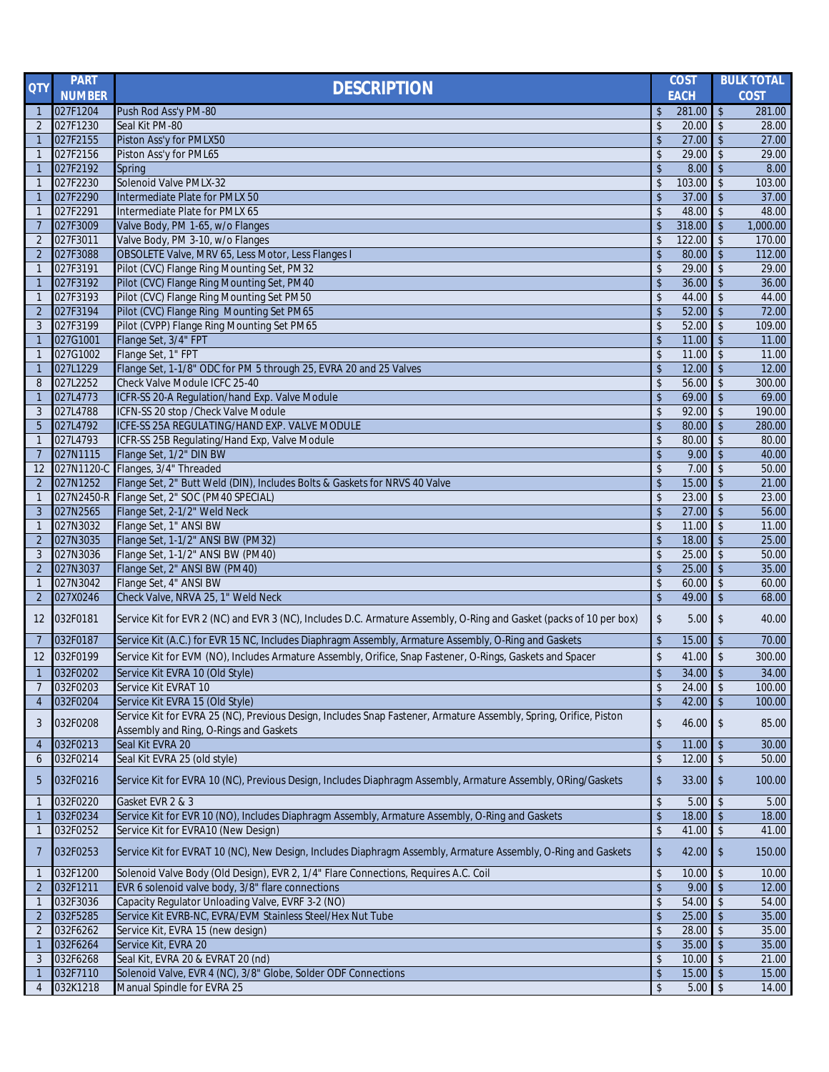| QTY | PART NUMBER | DESCRIPTION | COST EACH | BULK TOTAL COST |
|---|---|---|---|---|
| 1 | 027F1204 | Push Rod Ass'y PM-80 | $ 281.00 | $ 281.00 |
| 2 | 027F1230 | Seal Kit PM-80 | $ 20.00 | $ 28.00 |
| 1 | 027F2155 | Piston Ass'y for PMLX50 | $ 27.00 | $ 27.00 |
| 1 | 027F2156 | Piston Ass'y for PML65 | $ 29.00 | $ 29.00 |
| 1 | 027F2192 | Spring | $ 8.00 | $ 8.00 |
| 1 | 027F2230 | Solenoid Valve PMLX-32 | $ 103.00 | $ 103.00 |
| 1 | 027F2290 | Intermediate Plate for PMLX 50 | $ 37.00 | $ 37.00 |
| 1 | 027F2291 | Intermediate Plate for PMLX 65 | $ 48.00 | $ 48.00 |
| 7 | 027F3009 | Valve Body, PM 1-65, w/o Flanges | $ 318.00 | $ 1,000.00 |
| 2 | 027F3011 | Valve Body, PM 3-10, w/o Flanges | $ 122.00 | $ 170.00 |
| 2 | 027F3088 | OBSOLETE Valve, MRV 65, Less Motor, Less Flanges I | $ 80.00 | $ 112.00 |
| 1 | 027F3191 | Pilot (CVC) Flange Ring Mounting Set, PM32 | $ 29.00 | $ 29.00 |
| 1 | 027F3192 | Pilot (CVC) Flange Ring Mounting Set, PM40 | $ 36.00 | $ 36.00 |
| 1 | 027F3193 | Pilot (CVC) Flange Ring Mounting Set PM50 | $ 44.00 | $ 44.00 |
| 2 | 027F3194 | Pilot (CVC) Flange Ring Mounting Set PM65 | $ 52.00 | $ 72.00 |
| 3 | 027F3199 | Pilot (CVPP) Flange Ring Mounting Set PM65 | $ 52.00 | $ 109.00 |
| 1 | 027G1001 | Flange Set, 3/4" FPT | $ 11.00 | $ 11.00 |
| 1 | 027G1002 | Flange Set, 1" FPT | $ 11.00 | $ 11.00 |
| 1 | 027L1229 | Flange Set, 1-1/8" ODC for PM 5 through 25, EVRA 20 and 25 Valves | $ 12.00 | $ 12.00 |
| 8 | 027L2252 | Check Valve Module ICFC 25-40 | $ 56.00 | $ 300.00 |
| 1 | 027L4773 | ICFR-SS 20-A Regulation/hand Exp. Valve Module | $ 69.00 | $ 69.00 |
| 3 | 027L4788 | ICFN-SS 20 stop /Check Valve Module | $ 92.00 | $ 190.00 |
| 5 | 027L4792 | ICFE-SS 25A REGULATING/HAND EXP. VALVE MODULE | $ 80.00 | $ 280.00 |
| 1 | 027L4793 | ICFR-SS 25B Regulating/Hand Exp, Valve Module | $ 80.00 | $ 80.00 |
| 7 | 027N1115 | Flange Set, 1/2" DIN BW | $ 9.00 | $ 40.00 |
| 12 | 027N1120-C | Flanges, 3/4" Threaded | $ 7.00 | $ 50.00 |
| 2 | 027N1252 | Flange Set, 2" Butt Weld (DIN), Includes Bolts & Gaskets for NRVS 40 Valve | $ 15.00 | $ 21.00 |
| 1 | 027N2450-R | Flange Set, 2" SOC (PM40 SPECIAL) | $ 23.00 | $ 23.00 |
| 3 | 027N2565 | Flange Set, 2-1/2" Weld Neck | $ 27.00 | $ 56.00 |
| 1 | 027N3032 | Flange Set, 1" ANSI BW | $ 11.00 | $ 11.00 |
| 2 | 027N3035 | Flange Set, 1-1/2" ANSI BW (PM32) | $ 18.00 | $ 25.00 |
| 3 | 027N3036 | Flange Set, 1-1/2" ANSI BW (PM40) | $ 25.00 | $ 50.00 |
| 2 | 027N3037 | Flange Set, 2" ANSI BW (PM40) | $ 25.00 | $ 35.00 |
| 1 | 027N3042 | Flange Set, 4" ANSI BW | $ 60.00 | $ 60.00 |
| 2 | 027X0246 | Check Valve, NRVA 25, 1" Weld Neck | $ 49.00 | $ 68.00 |
| 12 | 032F0181 | Service Kit for EVR 2 (NC) and EVR 3 (NC), Includes D.C. Armature Assembly, O-Ring and Gasket (packs of 10 per box) | $ 5.00 | $ 40.00 |
| 7 | 032F0187 | Service Kit (A.C.) for EVR 15 NC, Includes Diaphragm Assembly, Armature Assembly, O-Ring and Gaskets | $ 15.00 | $ 70.00 |
| 12 | 032F0199 | Service Kit for EVM (NO), Includes Armature Assembly, Orifice, Snap Fastener, O-Rings, Gaskets and Spacer | $ 41.00 | $ 300.00 |
| 1 | 032F0202 | Service Kit EVRA 10 (Old Style) | $ 34.00 | $ 34.00 |
| 7 | 032F0203 | Service Kit EVRAT 10 | $ 24.00 | $ 100.00 |
| 4 | 032F0204 | Service Kit EVRA 15 (Old Style) | $ 42.00 | $ 100.00 |
| 3 | 032F0208 | Service Kit for EVRA 25 (NC), Previous Design, Includes Snap Fastener, Armature Assembly, Spring, Orifice, Piston Assembly and Ring, O-Rings and Gaskets | $ 46.00 | $ 85.00 |
| 4 | 032F0213 | Seal Kit EVRA 20 | $ 11.00 | $ 30.00 |
| 6 | 032F0214 | Seal Kit EVRA 25 (old style) | $ 12.00 | $ 50.00 |
| 5 | 032F0216 | Service Kit for EVRA 10 (NC), Previous Design, Includes Diaphragm Assembly, Armature Assembly, ORing/Gaskets | $ 33.00 | $ 100.00 |
| 1 | 032F0220 | Gasket EVR 2 & 3 | $ 5.00 | $ 5.00 |
| 1 | 032F0234 | Service Kit for EVR 10 (NO), Includes Diaphragm Assembly, Armature Assembly, O-Ring and Gaskets | $ 18.00 | $ 18.00 |
| 1 | 032F0252 | Service Kit for EVRA10 (New Design) | $ 41.00 | $ 41.00 |
| 7 | 032F0253 | Service Kit for EVRAT 10 (NC), New Design, Includes Diaphragm Assembly, Armature Assembly, O-Ring and Gaskets | $ 42.00 | $ 150.00 |
| 1 | 032F1200 | Solenoid Valve Body (Old Design), EVR 2, 1/4" Flare Connections, Requires A.C. Coil | $ 10.00 | $ 10.00 |
| 2 | 032F1211 | EVR 6 solenoid valve body, 3/8" flare connections | $ 9.00 | $ 12.00 |
| 1 | 032F3036 | Capacity Regulator Unloading Valve, EVRF 3-2 (NO) | $ 54.00 | $ 54.00 |
| 2 | 032F5285 | Service Kit EVRB-NC, EVRA/EVM Stainless Steel/Hex Nut Tube | $ 25.00 | $ 35.00 |
| 2 | 032F6262 | Service Kit, EVRA 15 (new design) | $ 28.00 | $ 35.00 |
| 1 | 032F6264 | Service Kit, EVRA 20 | $ 35.00 | $ 35.00 |
| 3 | 032F6268 | Seal Kit, EVRA 20 & EVRAT 20 (nd) | $ 10.00 | $ 21.00 |
| 1 | 032F7110 | Solenoid Valve, EVR 4 (NC), 3/8" Globe, Solder ODF Connections | $ 15.00 | $ 15.00 |
| 4 | 032K1218 | Manual Spindle for EVRA 25 | $ 5.00 | $ 14.00 |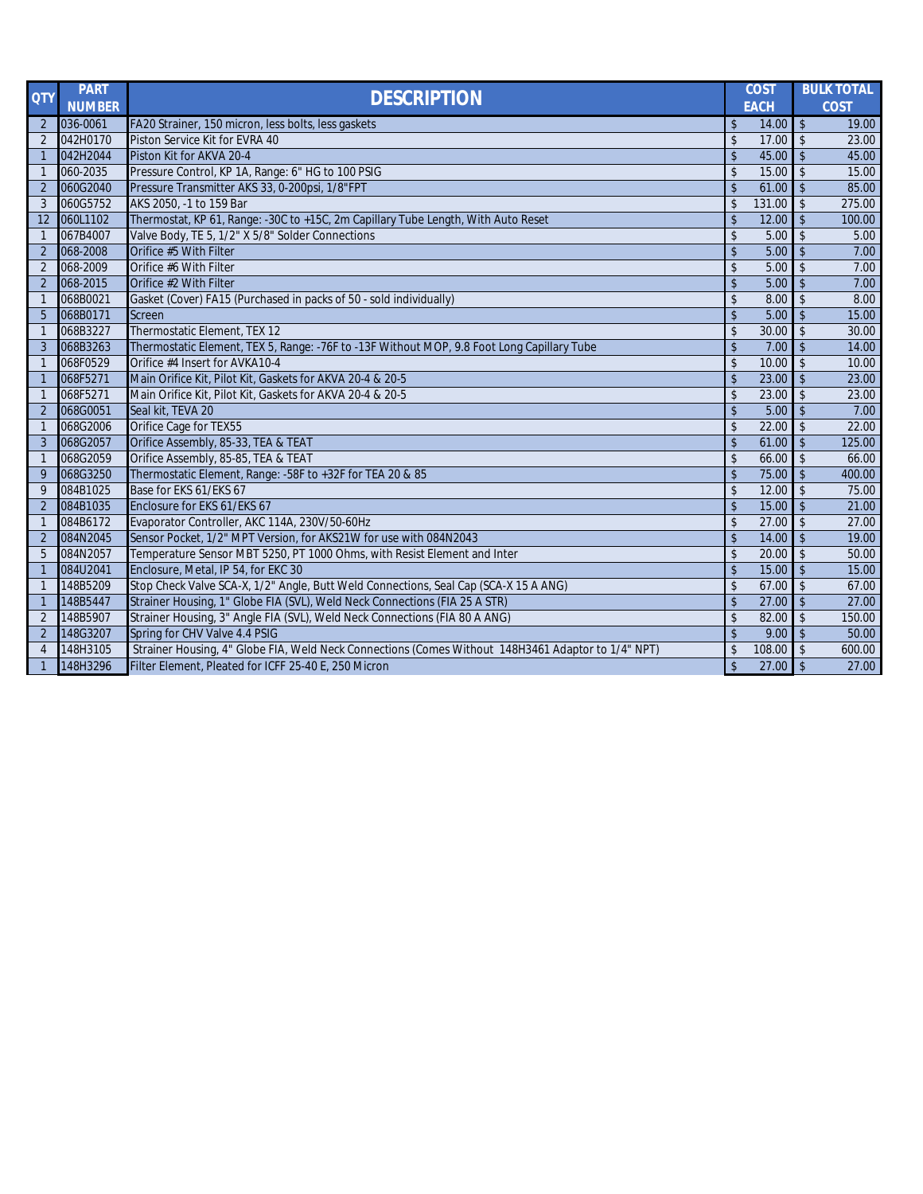| QTY | PART NUMBER | DESCRIPTION | COST EACH | BULK TOTAL COST |
|---|---|---|---|---|
| 2 | 036-0061 | FA20 Strainer, 150 micron, less bolts, less gaskets | $ 14.00 | $ 19.00 |
| 2 | 042H0170 | Piston Service Kit for EVRA 40 | $ 17.00 | $ 23.00 |
| 1 | 042H2044 | Piston Kit for AKVA 20-4 | $ 45.00 | $ 45.00 |
| 1 | 060-2035 | Pressure Control, KP 1A, Range: 6" HG to 100 PSIG | $ 15.00 | $ 15.00 |
| 2 | 060G2040 | Pressure Transmitter AKS 33, 0-200psi, 1/8"FPT | $ 61.00 | $ 85.00 |
| 3 | 060G5752 | AKS 2050, -1 to 159 Bar | $ 131.00 | $ 275.00 |
| 12 | 060L1102 | Thermostat, KP 61, Range: -30C to +15C, 2m Capillary Tube Length, With Auto Reset | $ 12.00 | $ 100.00 |
| 1 | 067B4007 | Valve Body, TE 5, 1/2" X 5/8" Solder Connections | $ 5.00 | $ 5.00 |
| 2 | 068-2008 | Orifice #5 With Filter | $ 5.00 | $ 7.00 |
| 2 | 068-2009 | Orifice #6 With Filter | $ 5.00 | $ 7.00 |
| 2 | 068-2015 | Orifice #2 With Filter | $ 5.00 | $ 7.00 |
| 1 | 068B0021 | Gasket (Cover) FA15 (Purchased in packs of 50 - sold individually) | $ 8.00 | $ 8.00 |
| 5 | 068B0171 | Screen | $ 5.00 | $ 15.00 |
| 1 | 068B3227 | Thermostatic Element, TEX 12 | $ 30.00 | $ 30.00 |
| 3 | 068B3263 | Thermostatic Element, TEX 5, Range: -76F to -13F Without MOP, 9.8 Foot Long Capillary Tube | $ 7.00 | $ 14.00 |
| 1 | 068F0529 | Orifice #4 Insert for AVKA10-4 | $ 10.00 | $ 10.00 |
| 1 | 068F5271 | Main Orifice Kit, Pilot Kit, Gaskets for AKVA 20-4 & 20-5 | $ 23.00 | $ 23.00 |
| 1 | 068F5271 | Main Orifice Kit, Pilot Kit, Gaskets for AKVA 20-4 & 20-5 | $ 23.00 | $ 23.00 |
| 2 | 068G0051 | Seal kit, TEVA 20 | $ 5.00 | $ 7.00 |
| 1 | 068G2006 | Orifice Cage for TEX55 | $ 22.00 | $ 22.00 |
| 3 | 068G2057 | Orifice Assembly, 85-33, TEA & TEAT | $ 61.00 | $ 125.00 |
| 1 | 068G2059 | Orifice Assembly, 85-85, TEA & TEAT | $ 66.00 | $ 66.00 |
| 9 | 068G3250 | Thermostatic Element, Range: -58F to +32F for TEA 20 & 85 | $ 75.00 | $ 400.00 |
| 9 | 084B1025 | Base for EKS 61/EKS 67 | $ 12.00 | $ 75.00 |
| 2 | 084B1035 | Enclosure for EKS 61/EKS 67 | $ 15.00 | $ 21.00 |
| 1 | 084B6172 | Evaporator Controller, AKC 114A, 230V/50-60Hz | $ 27.00 | $ 27.00 |
| 2 | 084N2045 | Sensor Pocket, 1/2" MPT Version, for AKS21W for use with 084N2043 | $ 14.00 | $ 19.00 |
| 5 | 084N2057 | Temperature Sensor MBT 5250, PT 1000 Ohms, with Resist Element and Inter | $ 20.00 | $ 50.00 |
| 1 | 084U2041 | Enclosure, Metal, IP 54, for EKC 30 | $ 15.00 | $ 15.00 |
| 1 | 148B5209 | Stop Check Valve SCA-X, 1/2" Angle, Butt Weld Connections, Seal Cap (SCA-X 15 A ANG) | $ 67.00 | $ 67.00 |
| 1 | 148B5447 | Strainer Housing, 1" Globe FIA (SVL), Weld Neck Connections (FIA 25 A STR) | $ 27.00 | $ 27.00 |
| 2 | 148B5907 | Strainer Housing, 3" Angle FIA (SVL), Weld Neck Connections (FIA 80 A ANG) | $ 82.00 | $ 150.00 |
| 2 | 148G3207 | Spring for CHV Valve 4.4 PSIG | $ 9.00 | $ 50.00 |
| 4 | 148H3105 | Strainer Housing, 4" Globe FIA, Weld Neck Connections (Comes Without 148H3461 Adaptor to 1/4" NPT) | $ 108.00 | $ 600.00 |
| 1 | 148H3296 | Filter Element, Pleated for ICFF 25-40 E, 250 Micron | $ 27.00 | $ 27.00 |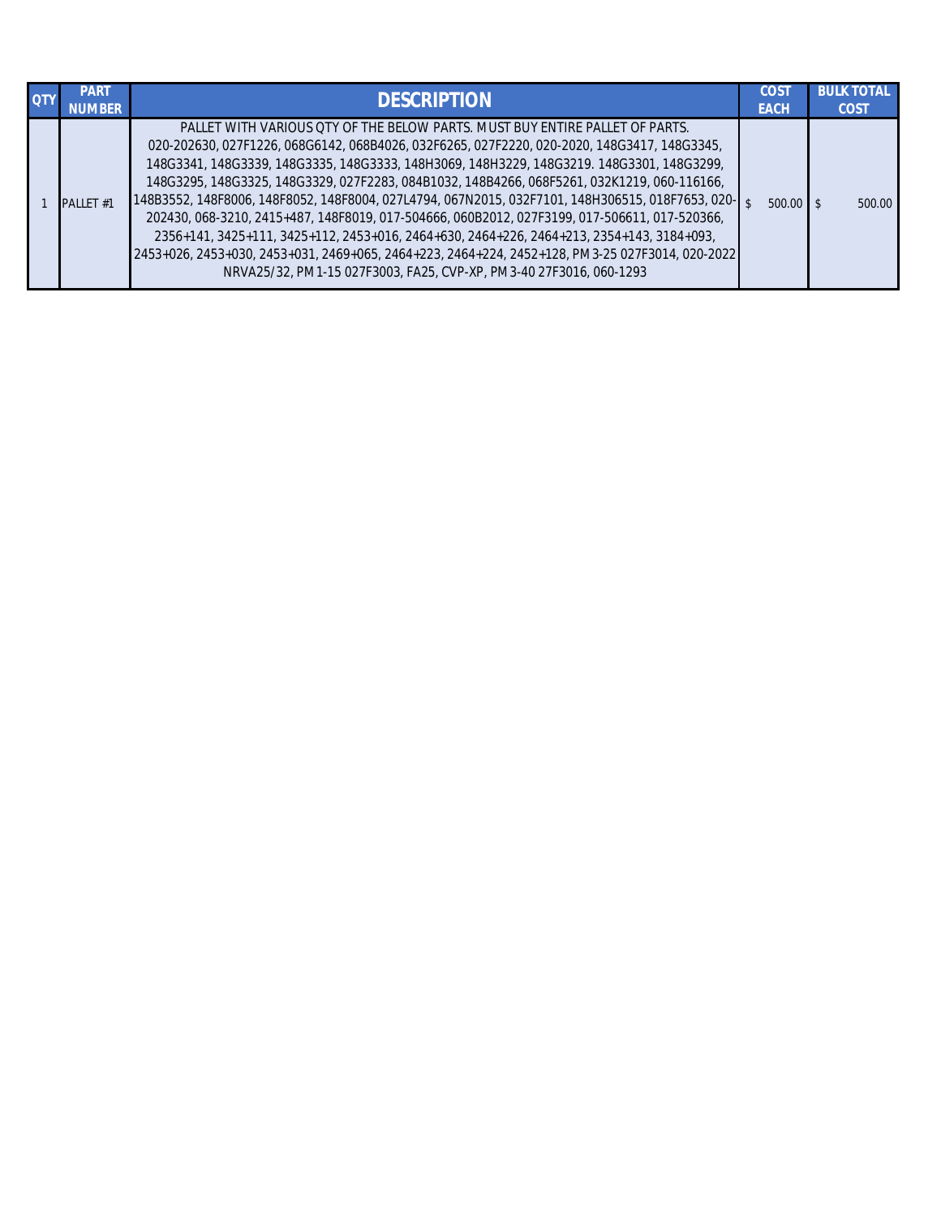| QTY | PART NUMBER | DESCRIPTION | COST EACH | BULK TOTAL COST |
|---|---|---|---|---|
| 1 | PALLET #1 | PALLET WITH VARIOUS QTY OF THE BELOW PARTS. MUST BUY ENTIRE PALLET OF PARTS. 020-202630, 027F1226, 068G6142, 068B4026, 032F6265, 027F2220, 020-2020, 148G3417, 148G3345, 148G3341, 148G3339, 148G3335, 148G3333, 148H3069, 148H3229, 148G3219. 148G3301, 148G3299, 148G3295, 148G3325, 148G3329, 027F2283, 084B1032, 148B4266, 068F5261, 032K1219, 060-116166, 148B3552, 148F8006, 148F8052, 148F8004, 027L4794, 067N2015, 032F7101, 148H306515, 018F7653, 020-202430, 068-3210, 2415+487, 148F8019, 017-504666, 060B2012, 027F3199, 017-506611, 017-520366, 2356+141, 3425+111, 3425+112, 2453+016, 2464+630, 2464+226, 2464+213, 2354+143, 3184+093, 2453+026, 2453+030, 2453+031, 2469+065, 2464+223, 2464+224, 2452+128, PM3-25 027F3014, 020-2022 NRVA25/32, PM1-15 027F3003, FA25, CVP-XP, PM3-40 27F3016, 060-1293 | $ 500.00 | $ 500.00 |